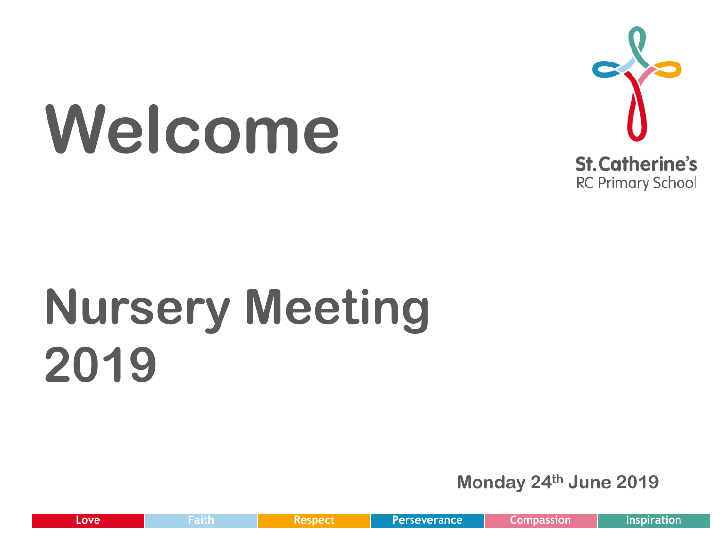# Welcome

St. Catherine's
RC Primary School

# Nursery Meeting 2019

**Monday 24th June 2019**

Love | Faith | Respect | Perseverance | Compassion | Inspiration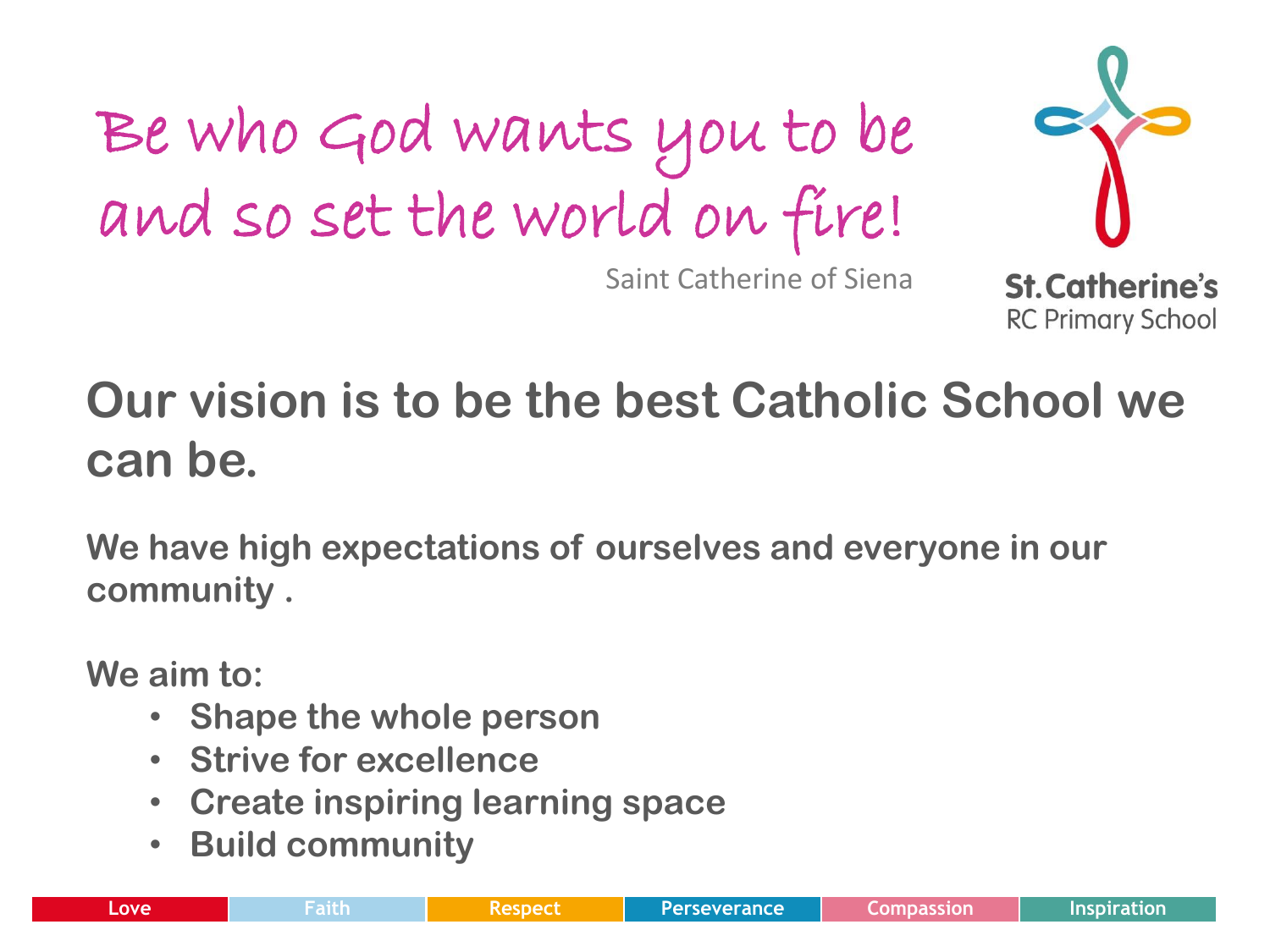Be who God wants you to be and so set the world on fire!

Saint Catherine of Siena

St. Catherine's
RC Primary School

## Our vision is to be the best Catholic School we can be.

**We have high expectations of ourselves and everyone in our community .**

**We aim to:**

- **Shape the whole person**
- **Strive for excellence**
- **Create inspiring learning space**
- **Build community**

Love | Faith | Respect | Perseverance | Compassion | Inspiration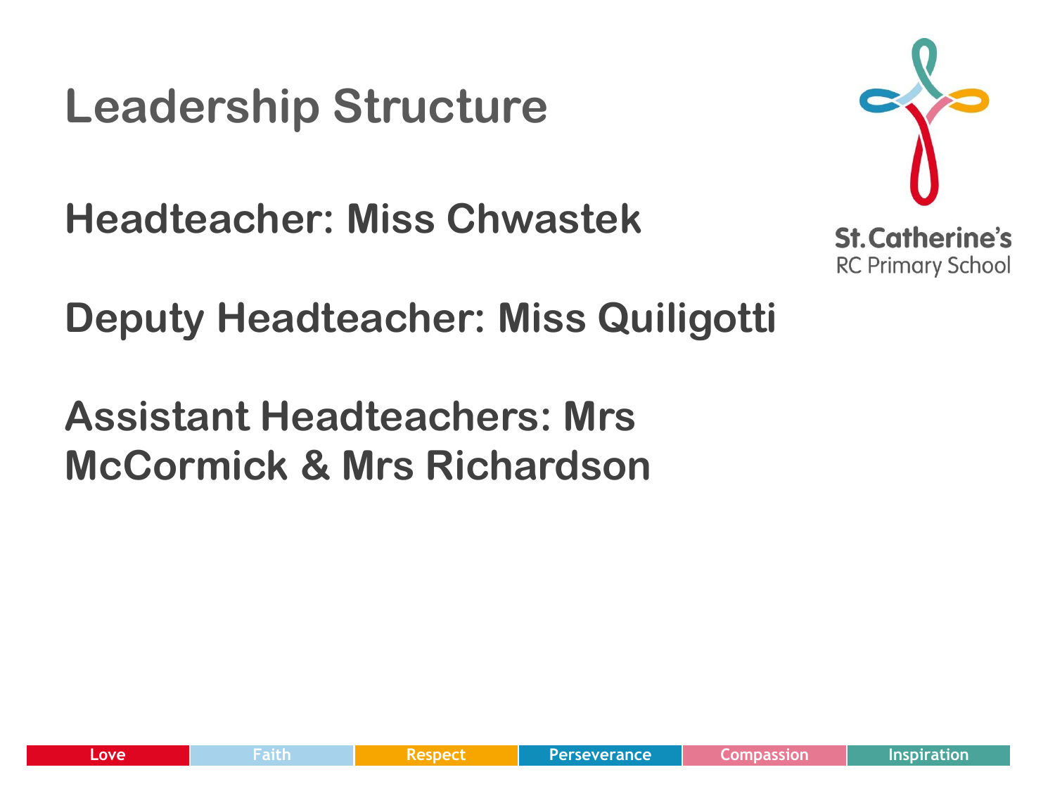# Leadership Structure

**Headteacher: Miss Chwastek**

**Deputy Headteacher: Miss Quiligotti**

**Assistant Headteachers: Mrs McCormick & Mrs Richardson**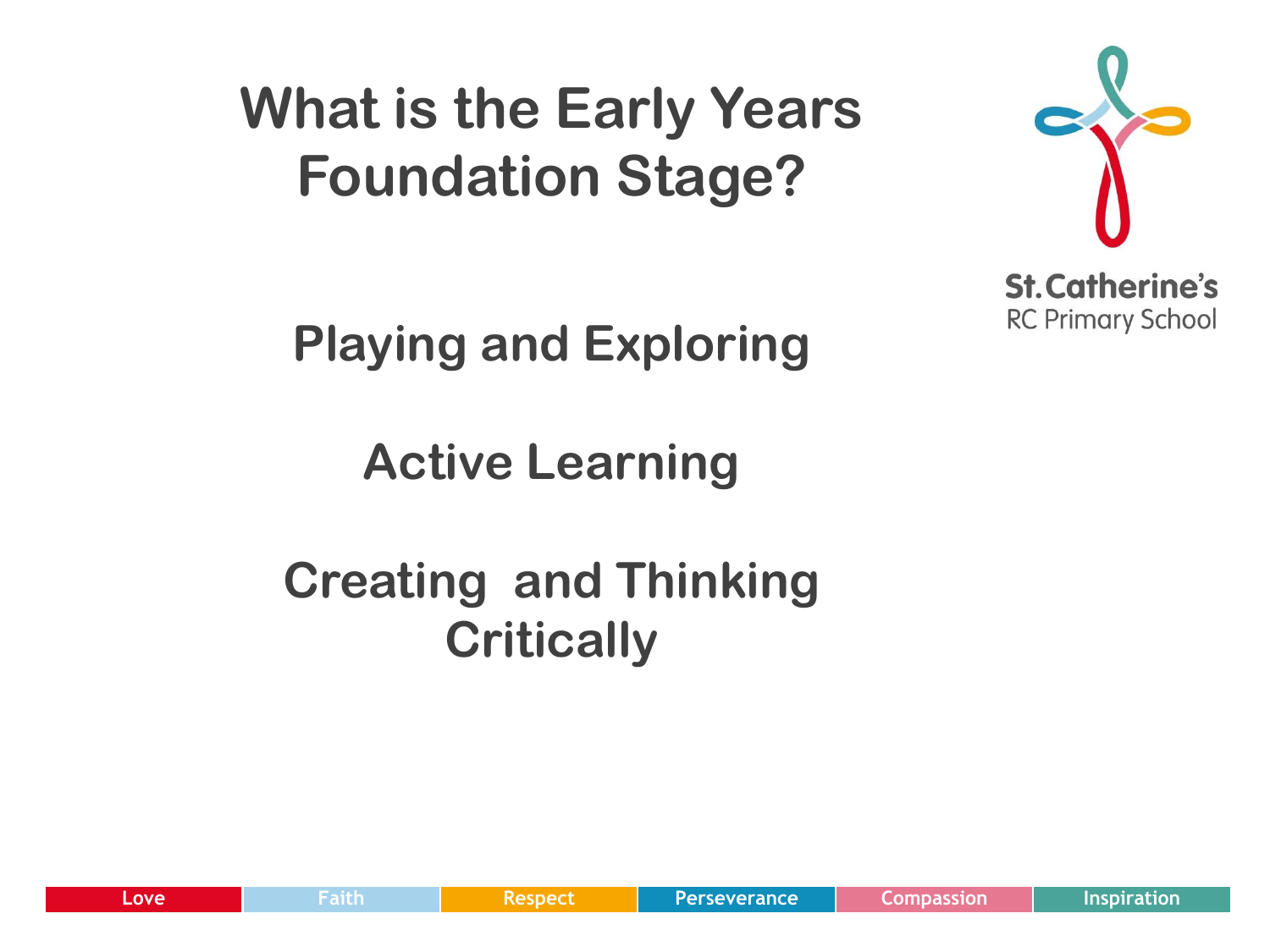# What is the Early Years Foundation Stage?

**Playing and Exploring**

**Active Learning**

**Creating and Thinking Critically**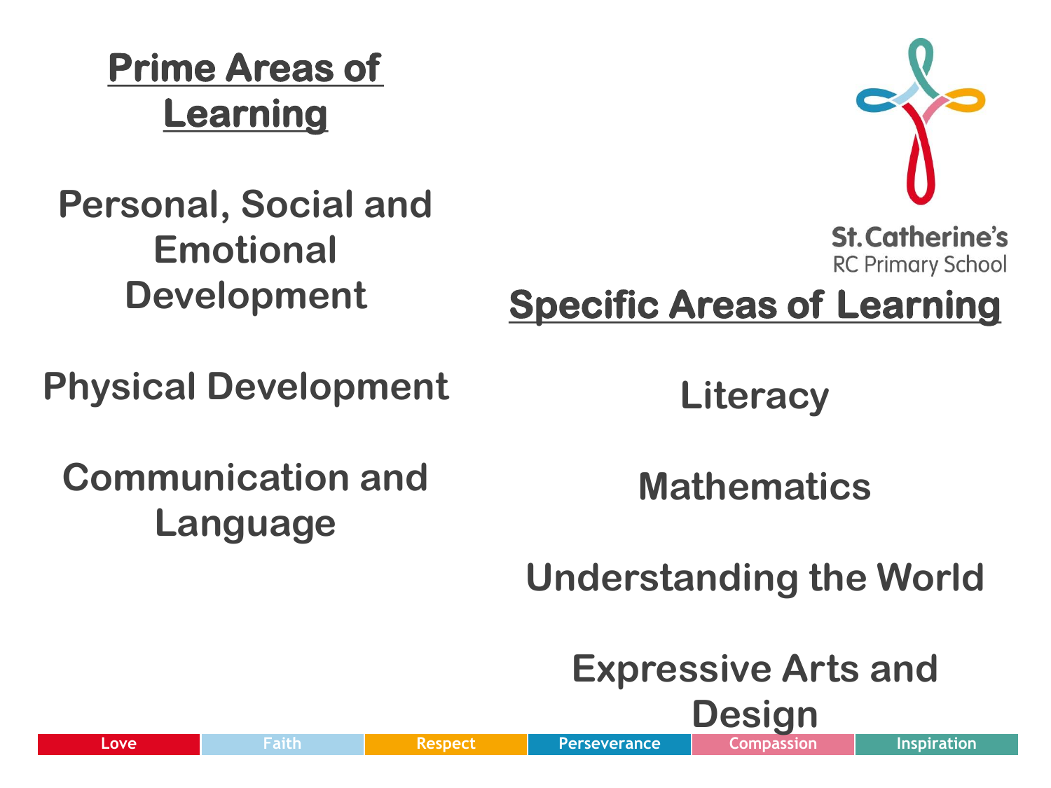## Prime Areas of Learning

Personal, Social and Emotional Development

Physical Development

Communication and Language

St.Catherine's RC Primary School

## Specific Areas of Learning

Literacy

Mathematics

Understanding the World

Expressive Arts and Design

Love | Faith | Respect | Perseverance | Compassion | Inspiration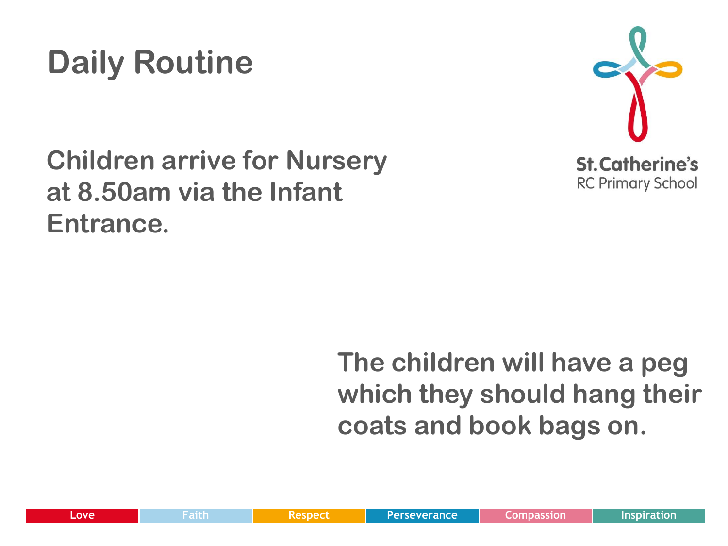# Daily Routine

Children arrive for Nursery at 8.50am via the Infant Entrance.

The children will have a peg which they should hang their coats and book bags on.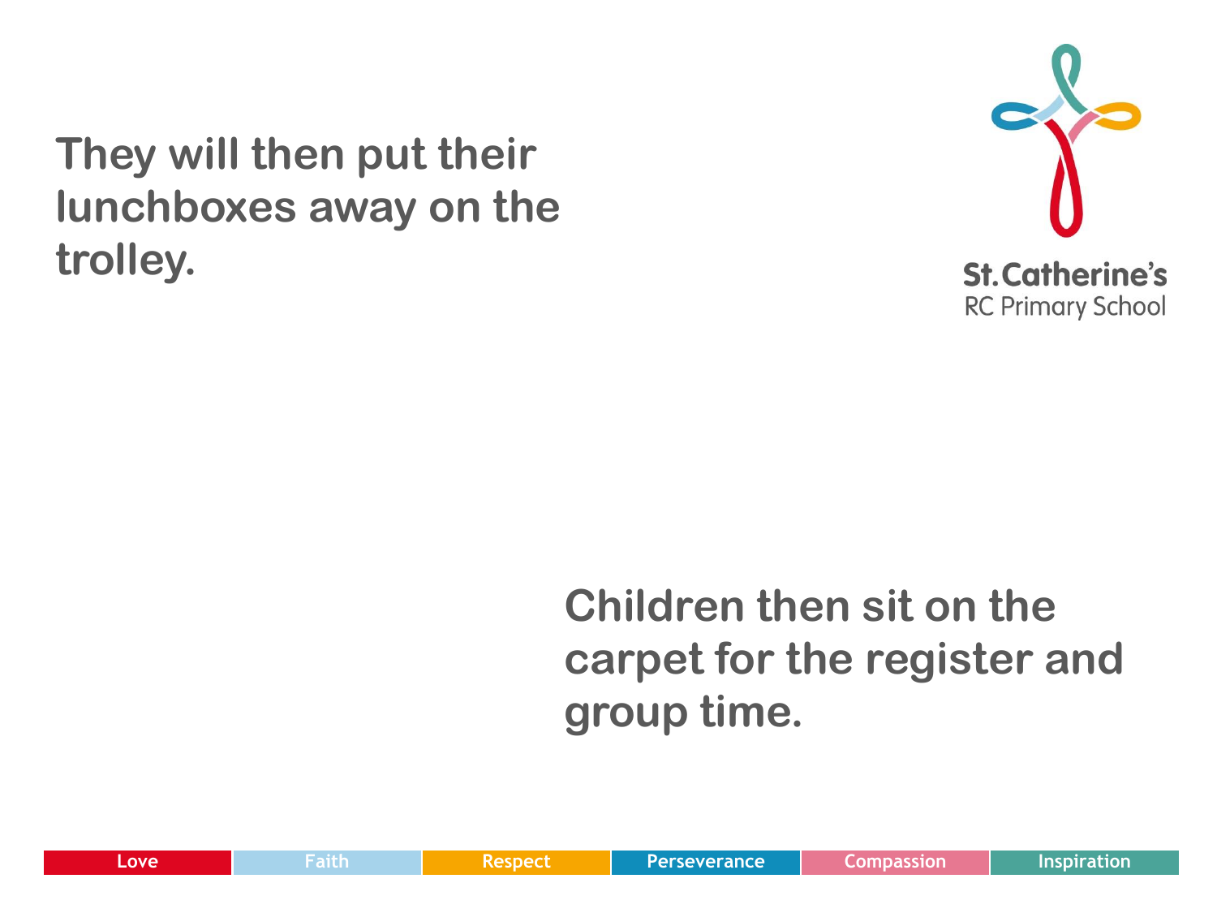**They will then put their lunchboxes away on the trolley.**

St. Catherine's RC Primary School

**Children then sit on the carpet for the register and group time.**

Love | Faith | Respect | Perseverance | Compassion | Inspiration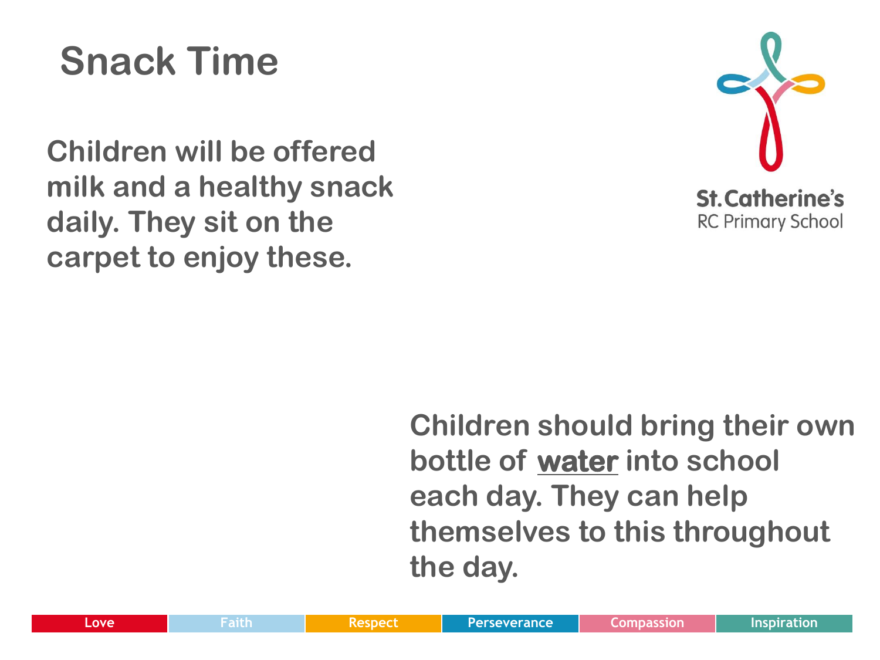# Snack Time

Children will be offered milk and a healthy snack daily. They sit on the carpet to enjoy these.

St.Catherine's
RC Primary School

Children should bring their own bottle of <u>**water**</u> into school each day. They can help themselves to this throughout the day.

Love | Faith | Respect | Perseverance | Compassion | Inspiration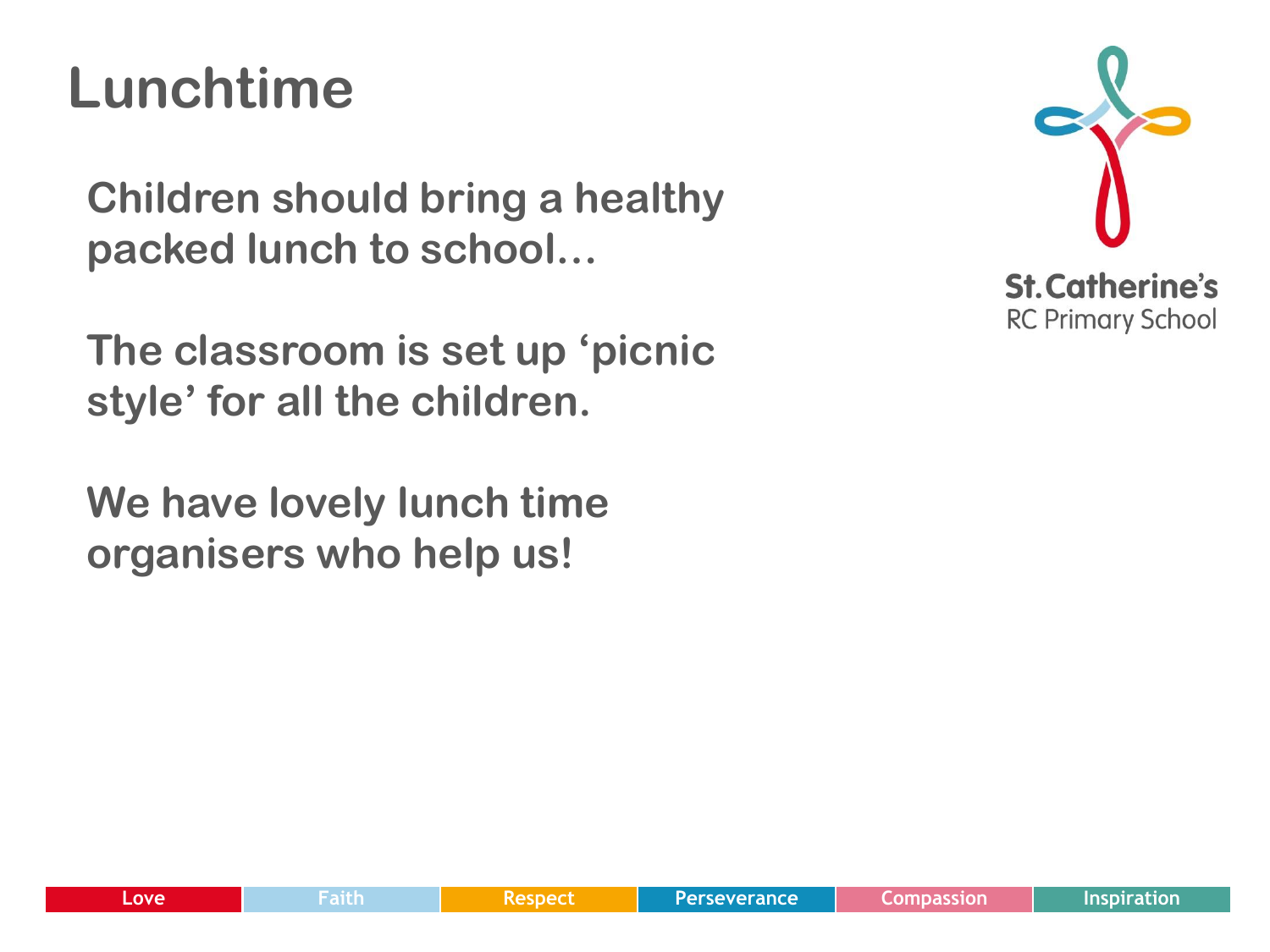# Lunchtime

Children should bring a healthy packed lunch to school…

The classroom is set up 'picnic style' for all the children.

We have lovely lunch time organisers who help us!

St. Catherine's
RC Primary School

Love | Faith | Respect | Perseverance | Compassion | Inspiration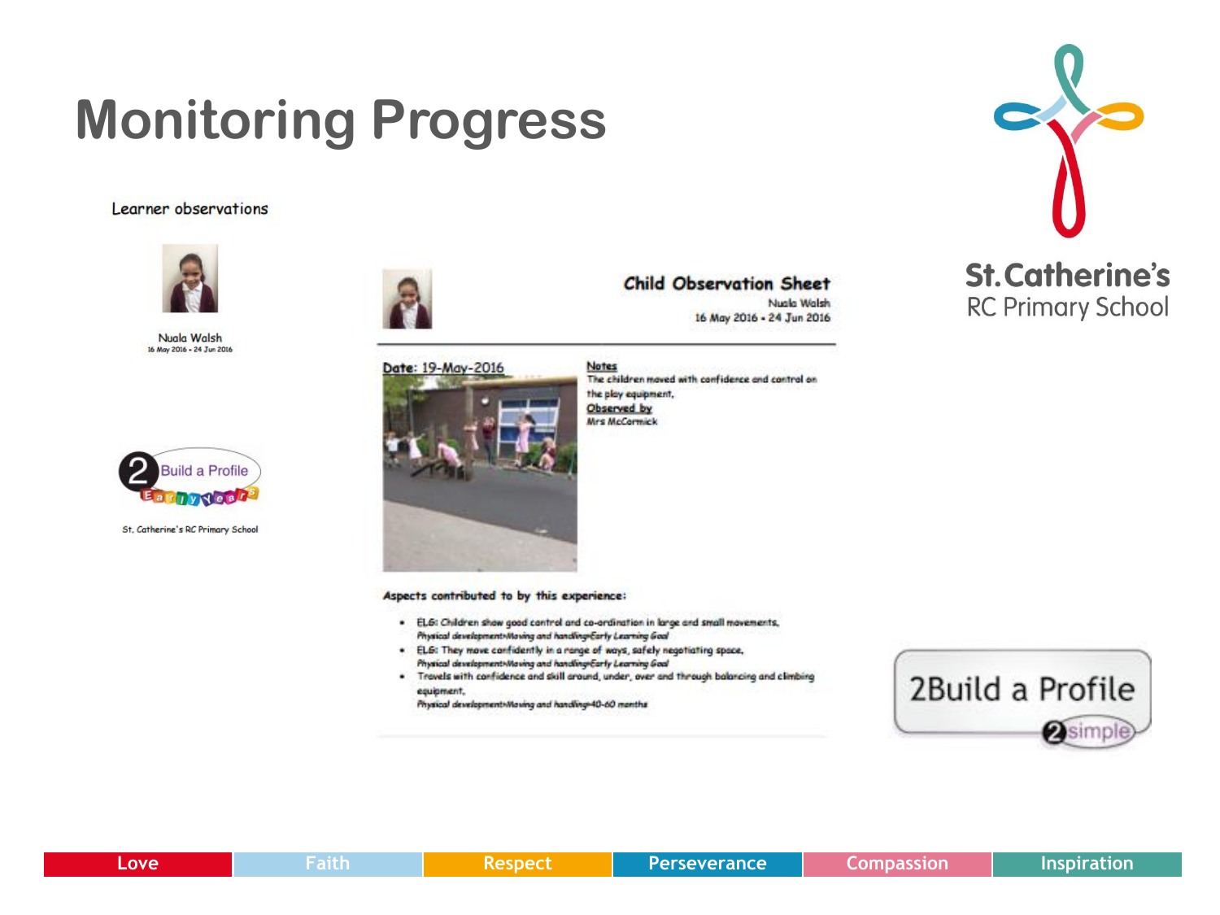# Monitoring Progress

Learner observations

Nuala Walsh
16 May 2016 - 24 Jun 2016

2 Build a Profile Early Years

St. Catherine's RC Primary School

## Child Observation Sheet

Nuala Walsh
16 May 2016 - 24 Jun 2016

Date: 19-May-2016

**Notes**
The children moved with confidence and control on the play equipment.

**Observed by**
Mrs McCormick

**Aspects contributed to by this experience:**

- ELG: Children show good control and co-ordination in large and small movements.
  *Physical development>Moving and handling>Early Learning Goal*
- ELG: They move confidently in a range of ways, safely negotiating space.
  *Physical development>Moving and handling>Early Learning Goal*
- Travels with confidence and skill around, under, over and through balancing and climbing equipment.
  *Physical development>Moving and handling>40-60 months*

St. Catherine's RC Primary School

2Build a Profile
2simple

Love | Faith | Respect | Perseverance | Compassion | Inspiration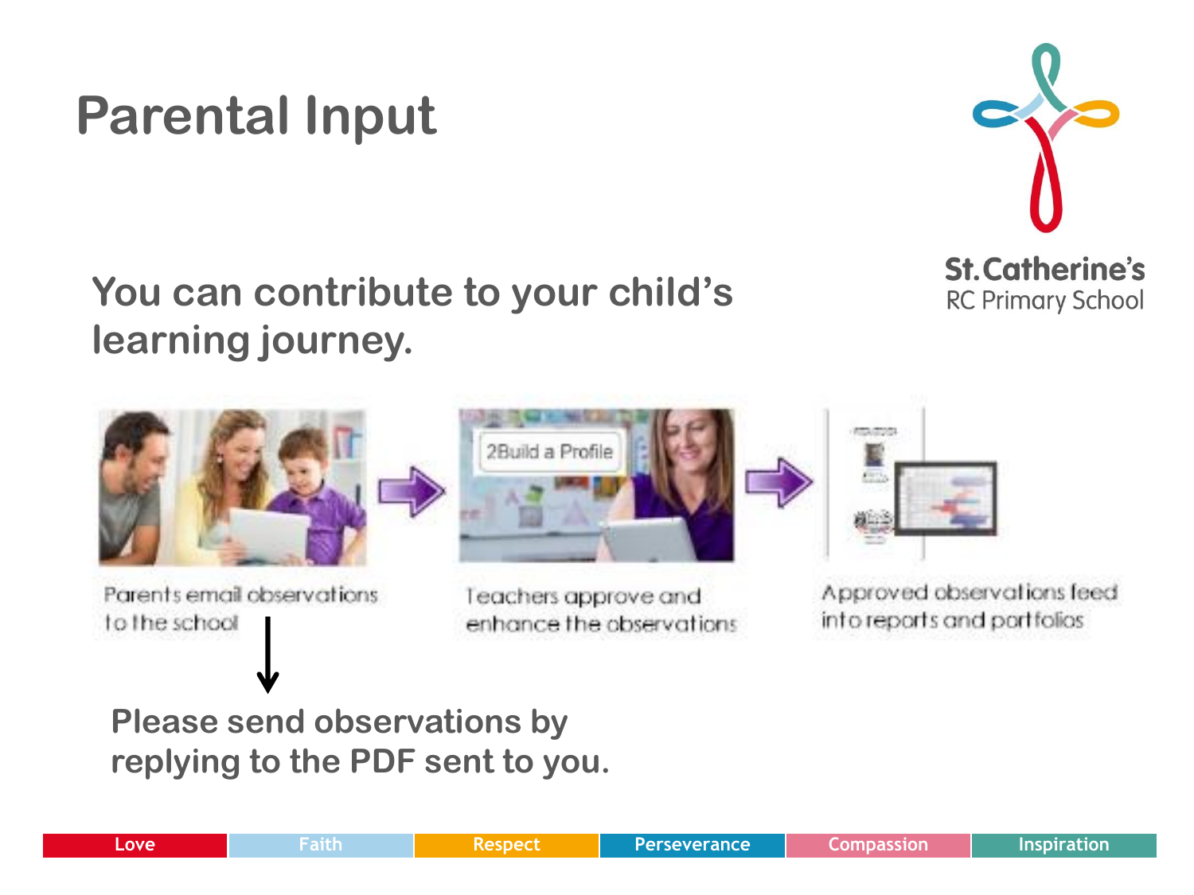# Parental Input

St. Catherine's RC Primary School

## You can contribute to your child's learning journey.

Parents email observations to the school → Teachers approve and enhance the observations → Approved observations feed into reports and portfolios

**Please send observations by replying to the PDF sent to you.**

Love | Faith | Respect | Perseverance | Compassion | Inspiration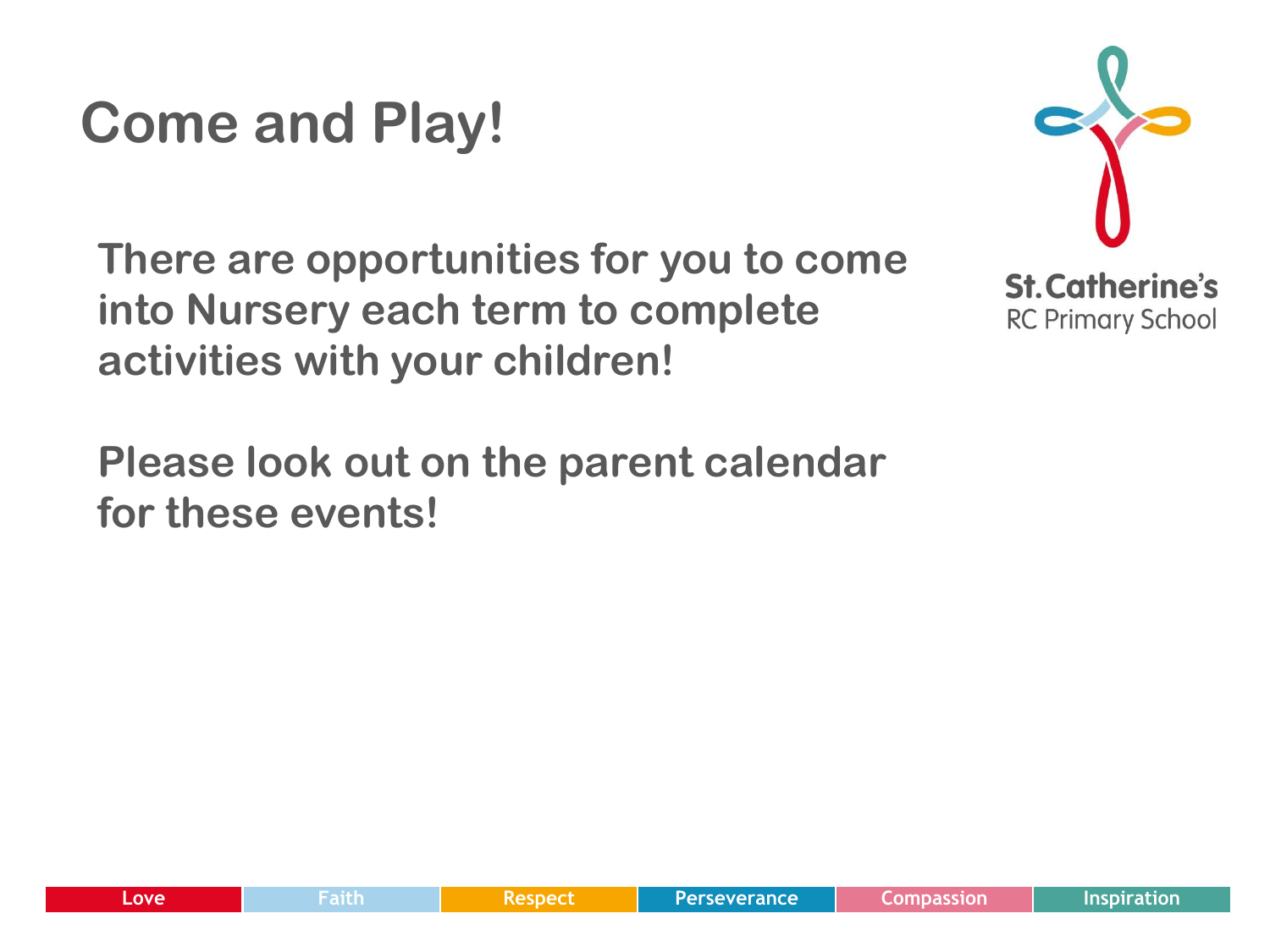# Come and Play!

St. Catherine's RC Primary School

**There are opportunities for you to come into Nursery each term to complete activities with your children!**

**Please look out on the parent calendar for these events!**

Love | Faith | Respect | Perseverance | Compassion | Inspiration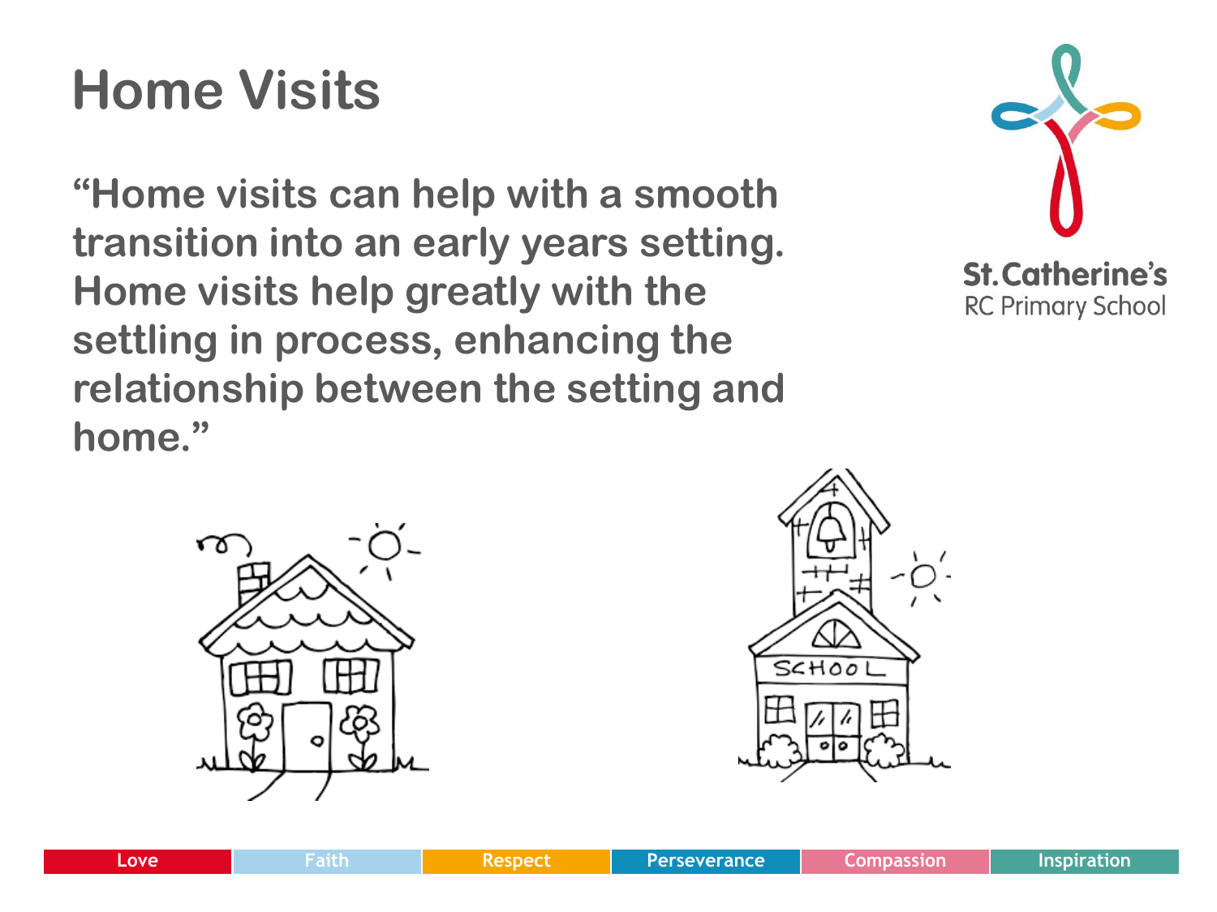# Home Visits

**"Home visits can help with a smooth transition into an early years setting. Home visits help greatly with the settling in process, enhancing the relationship between the setting and home."**

St. Catherine's RC Primary School

Love | Faith | Respect | Perseverance | Compassion | Inspiration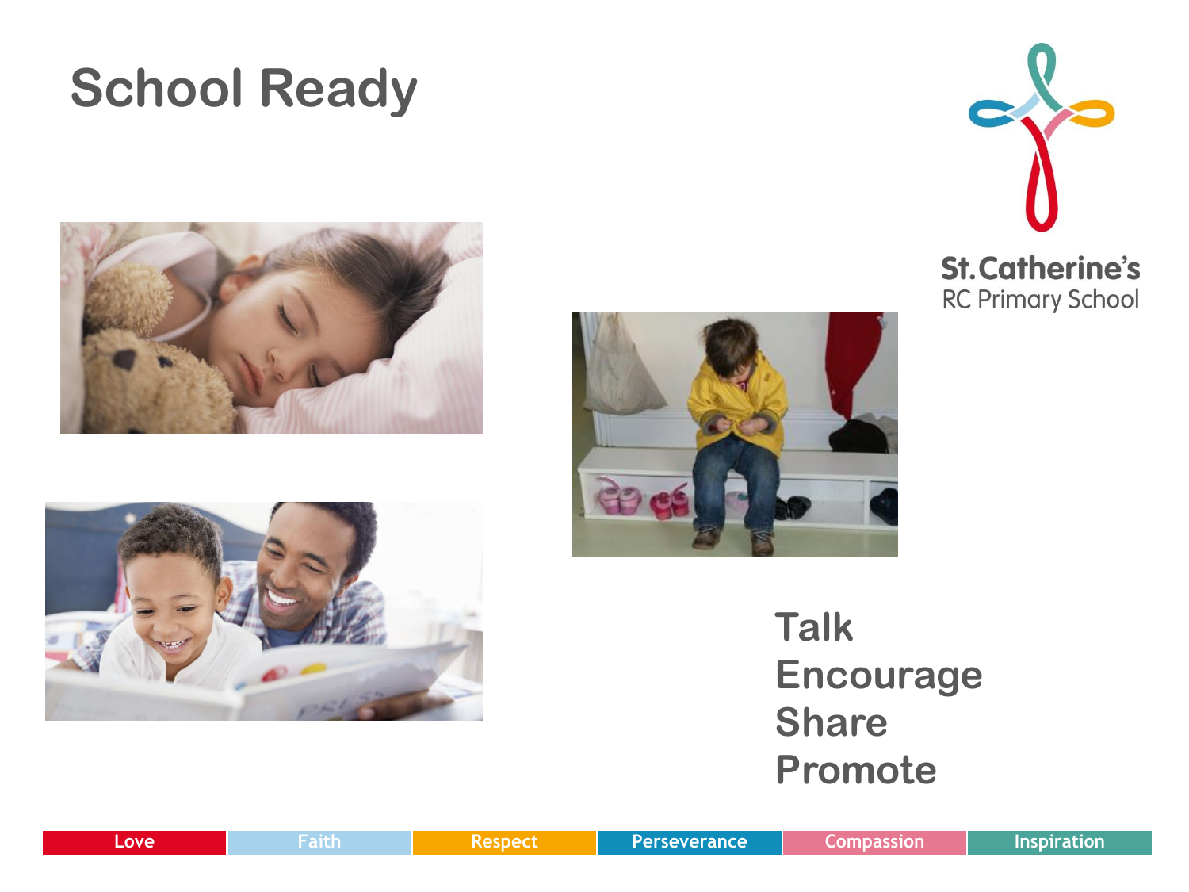# School Ready

St. Catherine's
RC Primary School

Talk
Encourage
Share
Promote

Love | Faith | Respect | Perseverance | Compassion | Inspiration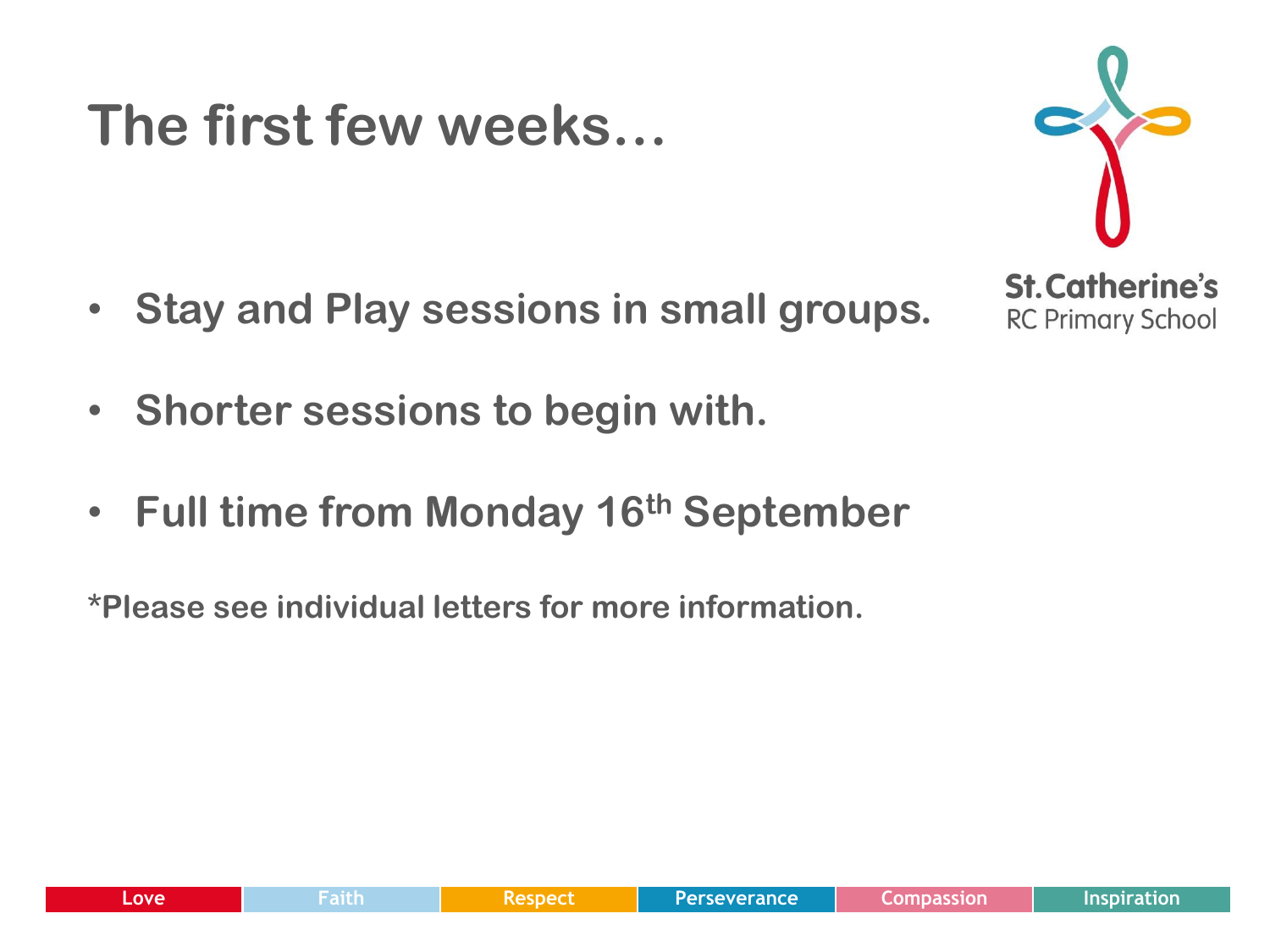# The first few weeks…

- **Stay and Play sessions in small groups.**
- **Shorter sessions to begin with.**
- **Full time from Monday 16th September**

***Please see individual letters for more information.**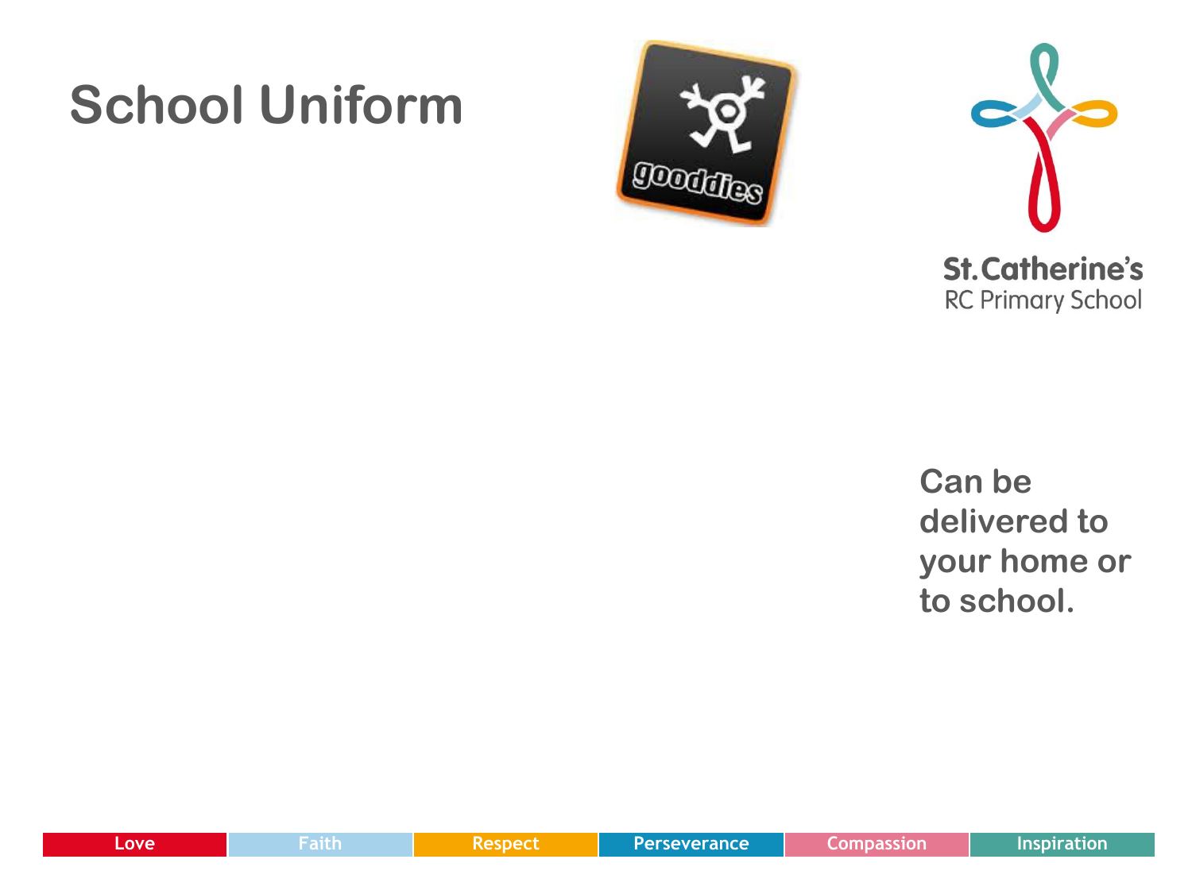# School Uniform

gooddies

St. Catherine's
RC Primary School

Can be delivered to your home or to school.

Love | Faith | Respect | Perseverance | Compassion | Inspiration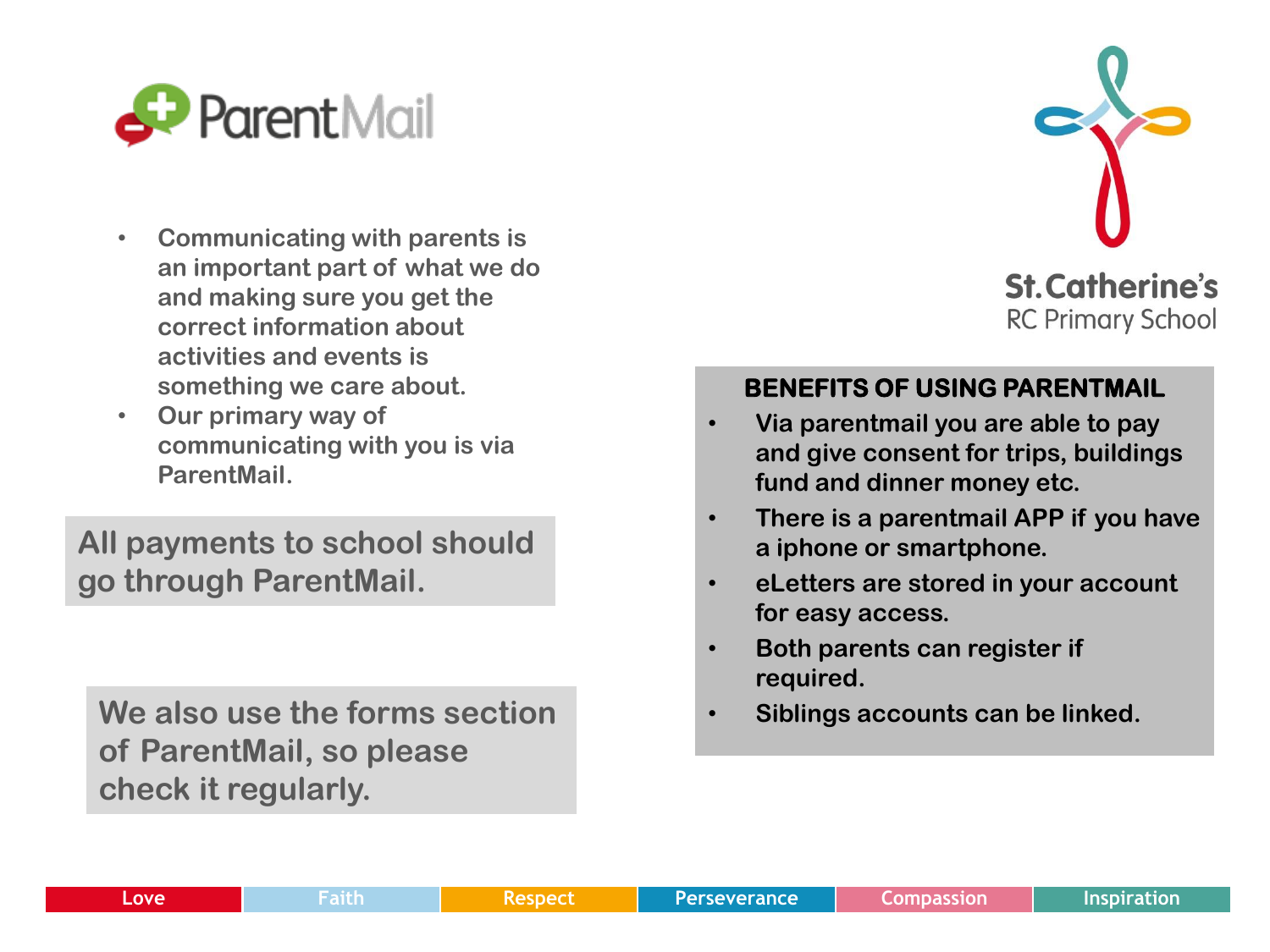ParentMail

- Communicating with parents is an important part of what we do and making sure you get the correct information about activities and events is something we care about.
- Our primary way of communicating with you is via ParentMail.

All payments to school should go through ParentMail.

We also use the forms section of ParentMail, so please check it regularly.

St.Catherine's
RC Primary School

**BENEFITS OF USING PARENTMAIL**

- Via parentmail you are able to pay and give consent for trips, buildings fund and dinner money etc.
- There is a parentmail APP if you have a iphone or smartphone.
- eLetters are stored in your account for easy access.
- Both parents can register if required.
- Siblings accounts can be linked.

| Love | Faith | Respect | Perseverance | Compassion | Inspiration |
|---|---|---|---|---|---|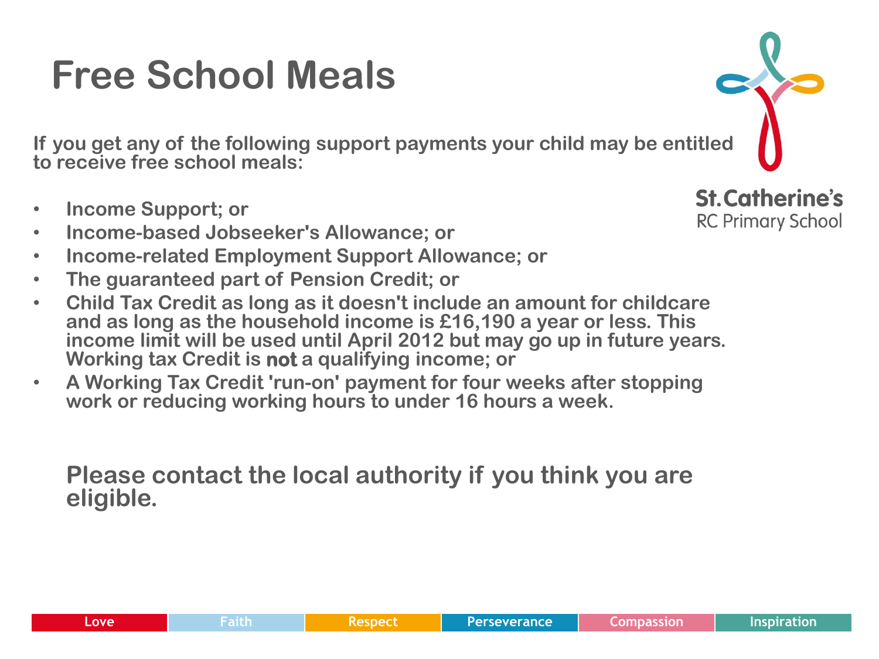# Free School Meals

St.Catherine's
RC Primary School

**If you get any of the following support payments your child may be entitled to receive free school meals:**

- **Income Support; or**
- **Income-based Jobseeker's Allowance; or**
- **Income-related Employment Support Allowance; or**
- **The guaranteed part of Pension Credit; or**
- **Child Tax Credit as long as it doesn't include an amount for childcare and as long as the household income is £16,190 a year or less. This income limit will be used until April 2012 but may go up in future years. Working tax Credit is not a qualifying income; or**
- **A Working Tax Credit 'run-on' payment for four weeks after stopping work or reducing working hours to under 16 hours a week.**

**Please contact the local authority if you think you are eligible.**

Love | Faith | Respect | Perseverance | Compassion | Inspiration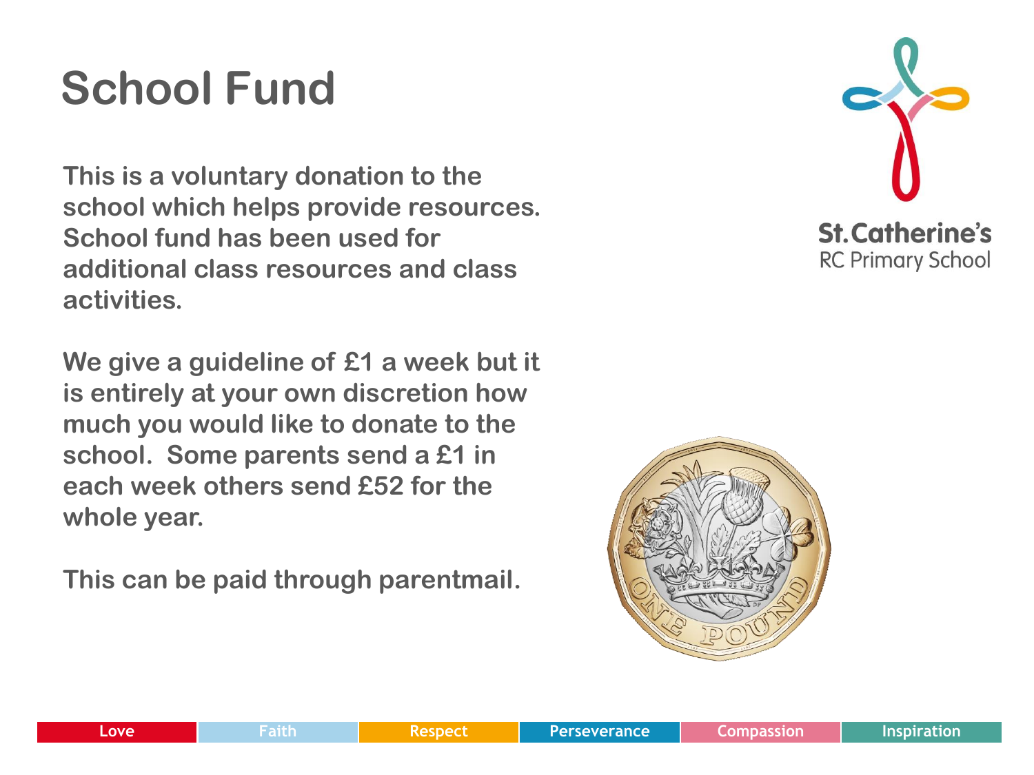# School Fund

**This is a voluntary donation to the school which helps provide resources. School fund has been used for additional class resources and class activities.**

**We give a guideline of £1 a week but it is entirely at your own discretion how much you would like to donate to the school. Some parents send a £1 in each week others send £52 for the whole year.**

**This can be paid through parentmail.**

St. Catherine's RC Primary School

Love | Faith | Respect | Perseverance | Compassion | Inspiration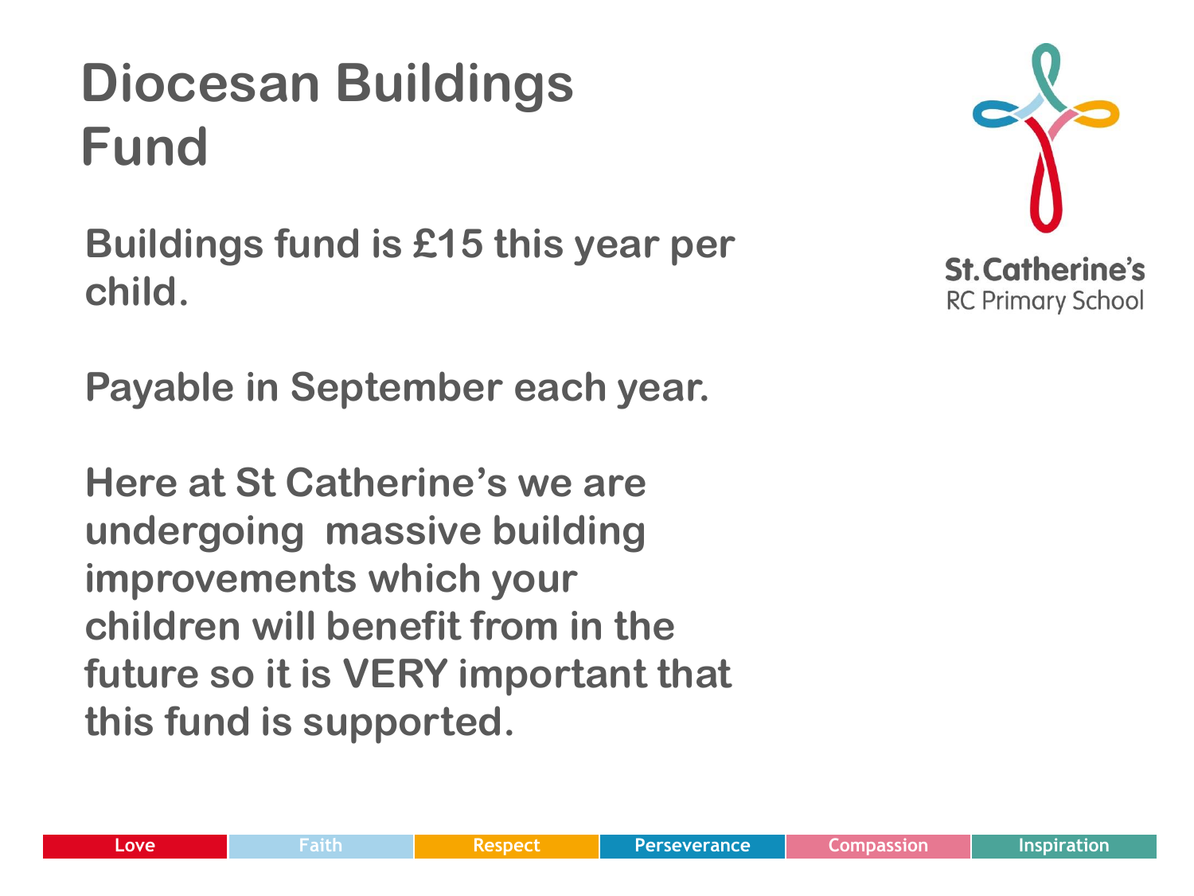# Diocesan Buildings Fund

Buildings fund is £15 this year per child.

Payable in September each year.

Here at St Catherine's we are undergoing massive building improvements which your children will benefit from in the future so it is VERY important that this fund is supported.

St. Catherine's
RC Primary School

Love | Faith | Respect | Perseverance | Compassion | Inspiration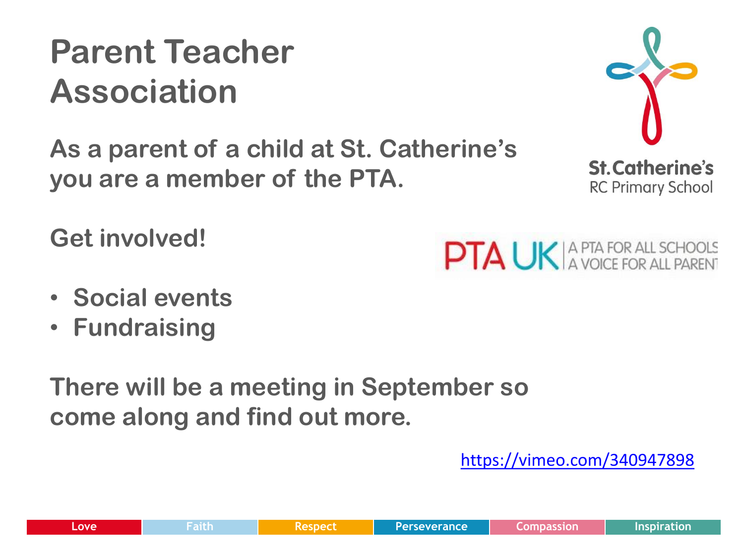# Parent Teacher Association

**As a parent of a child at St. Catherine's you are a member of the PTA.**

St.Catherine's
RC Primary School

**Get involved!**

PTA UK | A PTA FOR ALL SCHOOLS A VOICE FOR ALL PARENTS

- **Social events**
- **Fundraising**

**There will be a meeting in September so come along and find out more.**

https://vimeo.com/340947898

Love | Faith | Respect | Perseverance | Compassion | Inspiration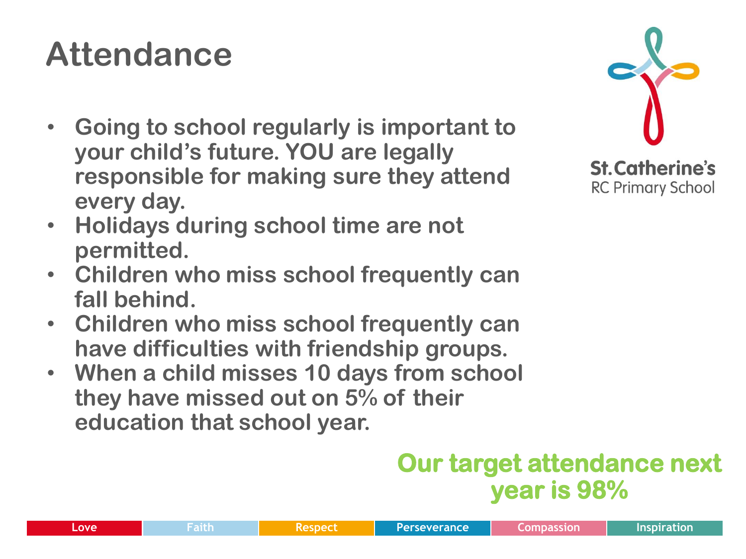# Attendance

- Going to school regularly is important to your child's future. YOU are legally responsible for making sure they attend every day.
- Holidays during school time are not permitted.
- Children who miss school frequently can fall behind.
- Children who miss school frequently can have difficulties with friendship groups.
- When a child misses 10 days from school they have missed out on 5% of their education that school year.

St. Catherine's
RC Primary School

**Our target attendance next year is 98%**

Love | Faith | Respect | Perseverance | Compassion | Inspiration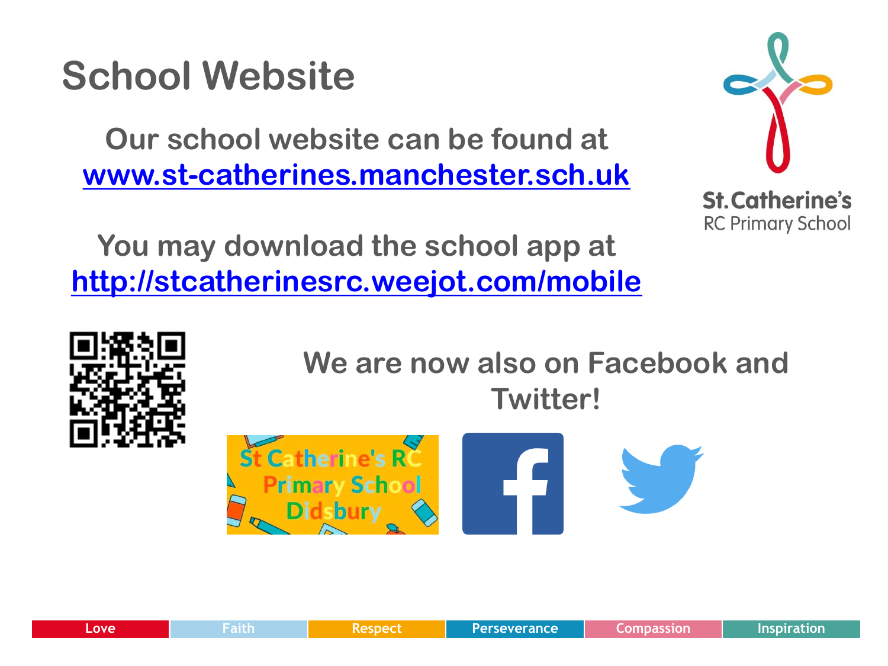# School Website

**Our school website can be found at**
**www.st-catherines.manchester.sch.uk**

**You may download the school app at**
**http://stcatherinesrc.weejot.com/mobile**

St.Catherine's
RC Primary School

**We are now also on Facebook and Twitter!**

St Catherine's RC Primary School Didsbury

Love | Faith | Respect | Perseverance | Compassion | Inspiration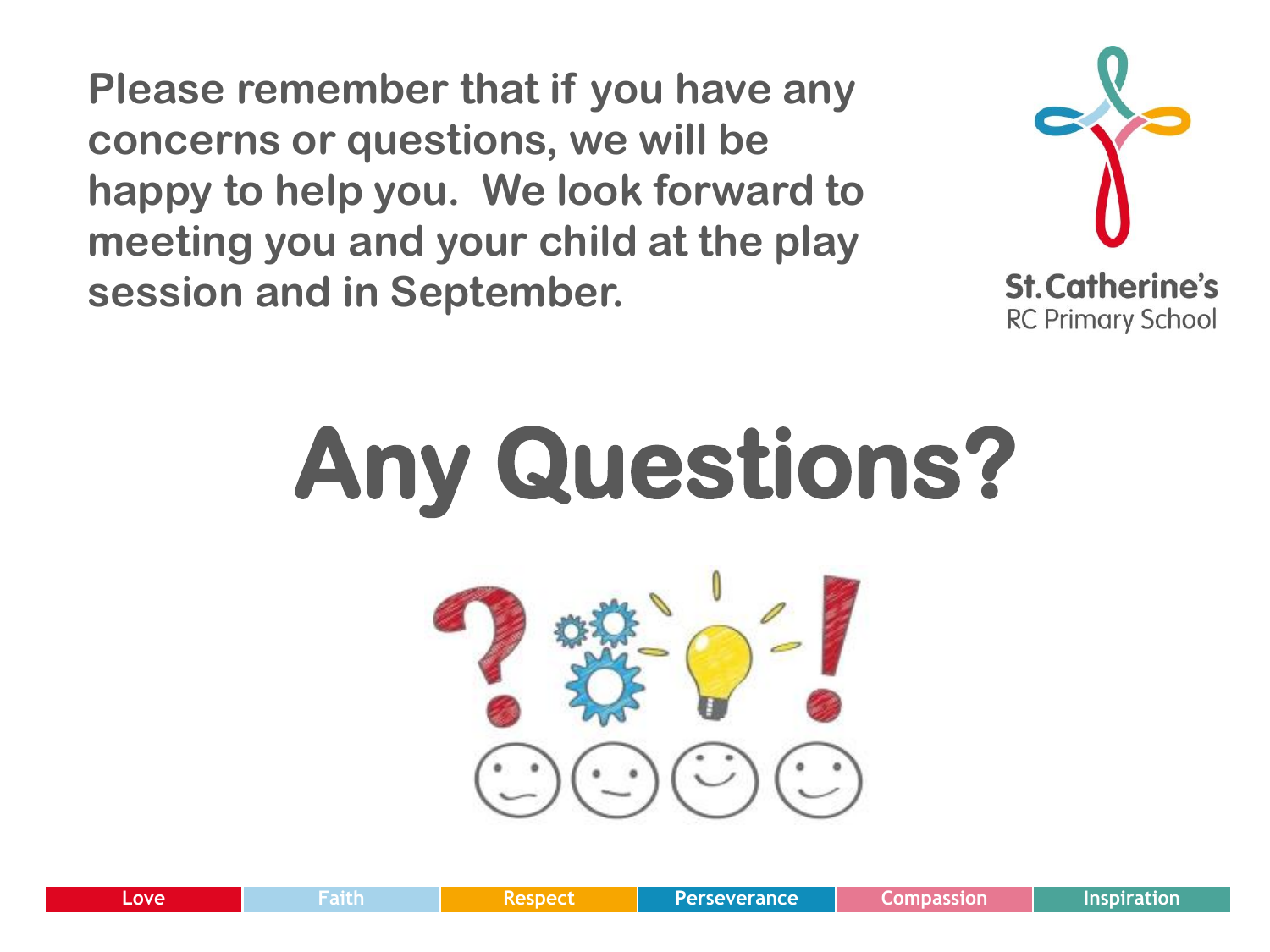Please remember that if you have any concerns or questions, we will be happy to help you. We look forward to meeting you and your child at the play session and in September.

St. Catherine's RC Primary School

# Any Questions?

Love | Faith | Respect | Perseverance | Compassion | Inspiration